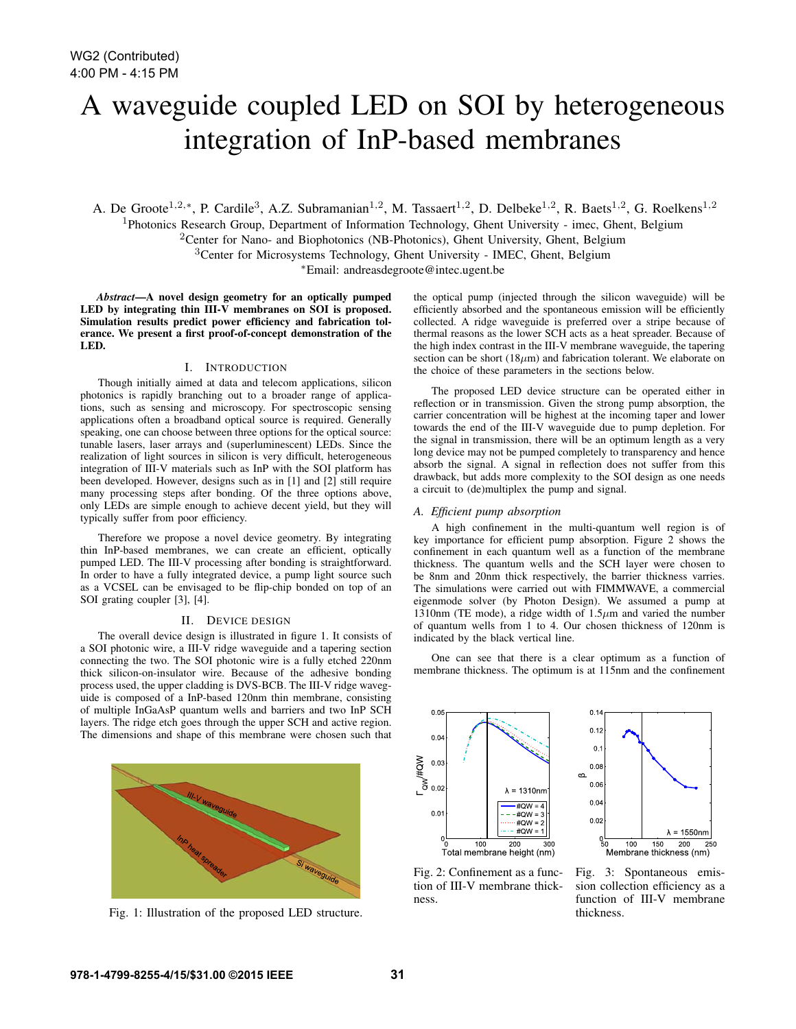WG2 (Contributed)
4:00 PM - 4:15 PM

# A waveguide coupled LED on SOI by heterogeneous integration of InP-based membranes

A. De Groote[1,2,*], P. Cardile[3], A.Z. Subramanian[1,2], M. Tassaert[1,2], D. Delbeke[1,2], R. Baets[1,2], G. Roelkens[1,2]

[1]Photonics Research Group, Department of Information Technology, Ghent University - imec, Ghent, Belgium
[2]Center for Nano- and Biophotonics (NB-Photonics), Ghent University, Ghent, Belgium
[3]Center for Microsystems Technology, Ghent University - IMEC, Ghent, Belgium
[*]Email: andreasdegroote@intec.ugent.be

***Abstract*—A novel design geometry for an optically pumped LED by integrating thin III-V membranes on SOI is proposed. Simulation results predict power efficiency and fabrication tolerance. We present a first proof-of-concept demonstration of the LED.**

## I. Introduction

Though initially aimed at data and telecom applications, silicon photonics is rapidly branching out to a broader range of applications, such as sensing and microscopy. For spectroscopic sensing applications often a broadband optical source is required. Generally speaking, one can choose between three options for the optical source: tunable lasers, laser arrays and (superluminescent) LEDs. Since the realization of light sources in silicon is very difficult, heterogeneous integration of III-V materials such as InP with the SOI platform has been developed. However, designs such as in [1] and [2] still require many processing steps after bonding. Of the three options above, only LEDs are simple enough to achieve decent yield, but they will typically suffer from poor efficiency.

Therefore we propose a novel device geometry. By integrating thin InP-based membranes, we can create an efficient, optically pumped LED. The III-V processing after bonding is straightforward. In order to have a fully integrated device, a pump light source such as a VCSEL can be envisaged to be flip-chip bonded on top of an SOI grating coupler [3], [4].

## II. Device design

The overall device design is illustrated in figure 1. It consists of a SOI photonic wire, a III-V ridge waveguide and a tapering section connecting the two. The SOI photonic wire is a fully etched 220nm thick silicon-on-insulator wire. Because of the adhesive bonding process used, the upper cladding is DVS-BCB. The III-V ridge waveguide is composed of a InP-based 120nm thin membrane, consisting of multiple InGaAsP quantum wells and barriers and two InP SCH layers. The ridge etch goes through the upper SCH and active region. The dimensions and shape of this membrane were chosen such that the optical pump (injected through the silicon waveguide) will be efficiently absorbed and the spontaneous emission will be efficiently collected. A ridge waveguide is preferred over a stripe because of thermal reasons as the lower SCH acts as a heat spreader. Because of the high index contrast in the III-V membrane waveguide, the tapering section can be short (18$\mu$m) and fabrication tolerant. We elaborate on the choice of these parameters in the sections below.

Fig. 1: Illustration of the proposed LED structure.

The proposed LED device structure can be operated either in reflection or in transmission. Given the strong pump absorption, the carrier concentration will be highest at the incoming taper and lower towards the end of the III-V waveguide due to pump depletion. For the signal in transmission, there will be an optimum length as a very long device may not be pumped completely to transparency and hence absorb the signal. A signal in reflection does not suffer from this drawback, but adds more complexity to the SOI design as one needs a circuit to (de)multiplex the pump and signal.

### A. Efficient pump absorption

A high confinement in the multi-quantum well region is of key importance for efficient pump absorption. Figure 2 shows the confinement in each quantum well as a function of the membrane thickness. The quantum wells and the SCH layer were chosen to be 8nm and 20nm thick respectively, the barrier thickness varries. The simulations were carried out with FIMMWAVE, a commercial eigenmode solver (by Photon Design). We assumed a pump at 1310nm (TE mode), a ridge width of 1.5$\mu$m and varied the number of quantum wells from 1 to 4. Our chosen thickness of 120nm is indicated by the black vertical line.

One can see that there is a clear optimum as a function of membrane thickness. The optimum is at 115nm and the confinement

Fig. 2: Confinement as a function of III-V membrane thickness.

Fig. 3: Spontaneous emission collection efficiency as a function of III-V membrane thickness.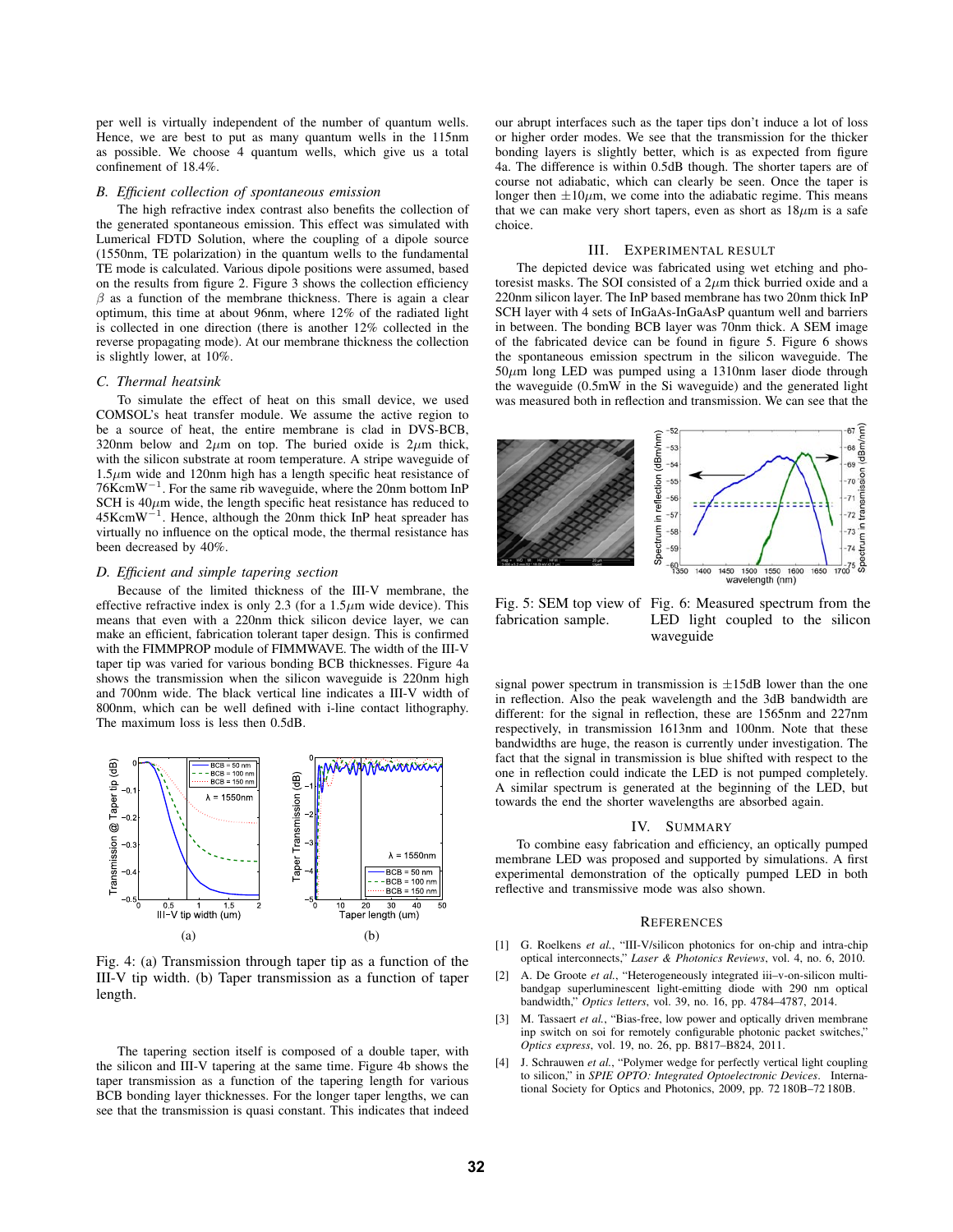per well is virtually independent of the number of quantum wells. Hence, we are best to put as many quantum wells in the 115nm as possible. We choose 4 quantum wells, which give us a total confinement of 18.4%.

### *B. Efficient collection of spontaneous emission*

The high refractive index contrast also benefits the collection of the generated spontaneous emission. This effect was simulated with Lumerical FDTD Solution, where the coupling of a dipole source (1550nm, TE polarization) in the quantum wells to the fundamental TE mode is calculated. Various dipole positions were assumed, based on the results from figure 2. Figure 3 shows the collection efficiency $\beta$ as a function of the membrane thickness. There is again a clear optimum, this time at about 96nm, where 12% of the radiated light is collected in one direction (there is another 12% collected in the reverse propagating mode). At our membrane thickness the collection is slightly lower, at 10%.

### *C. Thermal heatsink*

To simulate the effect of heat on this small device, we used COMSOL's heat transfer module. We assume the active region to be a source of heat, the entire membrane is clad in DVS-BCB, 320nm below and 2$\mu$m on top. The buried oxide is 2$\mu$m thick, with the silicon substrate at room temperature. A stripe waveguide of 1.5$\mu$m wide and 120nm high has a length specific heat resistance of 76KcmW$^{-1}$. For the same rib waveguide, where the 20nm bottom InP SCH is 40$\mu$m wide, the length specific heat resistance has reduced to 45KcmW$^{-1}$. Hence, although the 20nm thick InP heat spreader has virtually no influence on the optical mode, the thermal resistance has been decreased by 40%.

### *D. Efficient and simple tapering section*

Because of the limited thickness of the III-V membrane, the effective refractive index is only 2.3 (for a 1.5$\mu$m wide device). This means that even with a 220nm thick silicon device layer, we can make an efficient, fabrication tolerant taper design. This is confirmed with the FIMMPROP module of FIMMWAVE. The width of the III-V taper tip was varied for various bonding BCB thicknesses. Figure 4a shows the transmission when the silicon waveguide is 220nm high and 700nm wide. The black vertical line indicates a III-V width of 800nm, which can be well defined with i-line contact lithography. The maximum loss is less then 0.5dB.

Transmission @ Taper tip (dB)
III-V tip width (um)
BCB = 50 nm
BCB = 100 nm
BCB = 150 nm
λ = 1550nm
(a)

Taper Transmission (dB)
Taper length (um)
λ = 1550nm
BCB = 50 nm
BCB = 100 nm
BCB = 150 nm
(b)

Fig. 4: (a) Transmission through taper tip as a function of the III-V tip width. (b) Taper transmission as a function of taper length.

The tapering section itself is composed of a double taper, with the silicon and III-V tapering at the same time. Figure 4b shows the taper transmission as a function of the tapering length for various BCB bonding layer thicknesses. For the longer taper lengths, we can see that the transmission is quasi constant. This indicates that indeed our abrupt interfaces such as the taper tips don't induce a lot of loss or higher order modes. We see that the transmission for the thicker bonding layers is slightly better, which is as expected from figure 4a. The difference is within 0.5dB though. The shorter tapers are of course not adiabatic, which can clearly be seen. Once the taper is longer then $\pm10\mu$m, we come into the adiabatic regime. This means that we can make very short tapers, even as short as 18$\mu$m is a safe choice.

## III. Experimental Result

The depicted device was fabricated using wet etching and photoresist masks. The SOI consisted of a 2$\mu$m thick burried oxide and a 220nm silicon layer. The InP based membrane has two 20nm thick InP SCH layer with 4 sets of InGaAs-InGaAsP quantum well and barriers in between. The bonding BCB layer was 70nm thick. A SEM image of the fabricated device can be found in figure 5. Figure 6 shows the spontaneous emission spectrum in the silicon waveguide. The 50$\mu$m long LED was pumped using a 1310nm laser diode through the waveguide (0.5mW in the Si waveguide) and the generated light was measured both in reflection and transmission. We can see that the signal power spectrum in transmission is $\pm$15dB lower than the one in reflection. Also the peak wavelength and the 3dB bandwidth are different: for the signal in reflection, these are 1565nm and 227nm respectively, in transmission 1613nm and 100nm. Note that these bandwidths are huge, the reason is currently under investigation. The fact that the signal in transmission is blue shifted with respect to the one in reflection could indicate the LED is not pumped completely. A similar spectrum is generated at the beginning of the LED, but towards the end the shorter wavelengths are absorbed again.

Fig. 5: SEM top view of fabrication sample.

Spectrum in reflection (dBm/nm)
Spectrum in transmission (dBm/nm)
wavelength (nm)

Fig. 6: Measured spectrum from the LED light coupled to the silicon waveguide

## IV. Summary

To combine easy fabrication and efficiency, an optically pumped membrane LED was proposed and supported by simulations. A first experimental demonstration of the optically pumped LED in both reflective and transmissive mode was also shown.

## References

[1] G. Roelkens *et al.*, "III-V/silicon photonics for on-chip and intra-chip optical interconnects," *Laser & Photonics Reviews*, vol. 4, no. 6, 2010.

[2] A. De Groote *et al.*, "Heterogeneously integrated iii–v-on-silicon multi-bandgap superluminescent light-emitting diode with 290 nm optical bandwidth," *Optics letters*, vol. 39, no. 16, pp. 4784–4787, 2014.

[3] M. Tassaert *et al.*, "Bias-free, low power and optically driven membrane inp switch on soi for remotely configurable photonic packet switches," *Optics express*, vol. 19, no. 26, pp. B817–B824, 2011.

[4] J. Schrauwen *et al.*, "Polymer wedge for perfectly vertical light coupling to silicon," in *SPIE OPTO: Integrated Optoelectronic Devices*. International Society for Optics and Photonics, 2009, pp. 72 180B–72 180B.